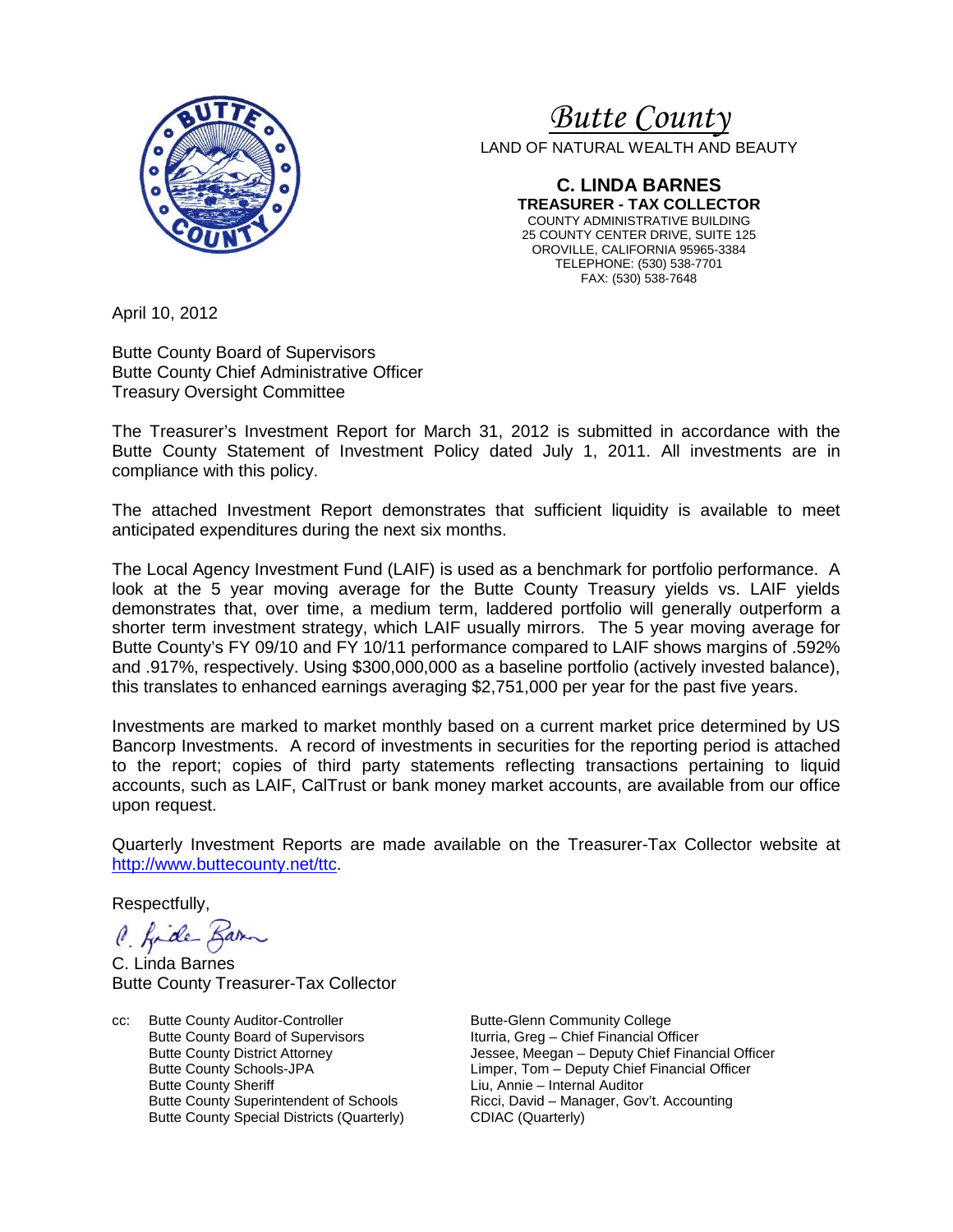# Butte County

LAND OF NATURAL WEALTH AND BEAUTY

**C. LINDA BARNES**
**TREASURER - TAX COLLECTOR**
COUNTY ADMINISTRATIVE BUILDING
25 COUNTY CENTER DRIVE, SUITE 125
OROVILLE, CALIFORNIA 95965-3384
TELEPHONE: (530) 538-7701
FAX: (530) 538-7648

April 10, 2012

Butte County Board of Supervisors
Butte County Chief Administrative Officer
Treasury Oversight Committee

The Treasurer's Investment Report for March 31, 2012 is submitted in accordance with the Butte County Statement of Investment Policy dated July 1, 2011. All investments are in compliance with this policy.

The attached Investment Report demonstrates that sufficient liquidity is available to meet anticipated expenditures during the next six months.

The Local Agency Investment Fund (LAIF) is used as a benchmark for portfolio performance. A look at the 5 year moving average for the Butte County Treasury yields vs. LAIF yields demonstrates that, over time, a medium term, laddered portfolio will generally outperform a shorter term investment strategy, which LAIF usually mirrors. The 5 year moving average for Butte County's FY 09/10 and FY 10/11 performance compared to LAIF shows margins of .592% and .917%, respectively. Using $300,000,000 as a baseline portfolio (actively invested balance), this translates to enhanced earnings averaging $2,751,000 per year for the past five years.

Investments are marked to market monthly based on a current market price determined by US Bancorp Investments. A record of investments in securities for the reporting period is attached to the report; copies of third party statements reflecting transactions pertaining to liquid accounts, such as LAIF, CalTrust or bank money market accounts, are available from our office upon request.

Quarterly Investment Reports are made available on the Treasurer-Tax Collector website at http://www.buttecounty.net/ttc.

Respectfully,

C. Linda Barnes
Butte County Treasurer-Tax Collector

cc: Butte County Auditor-Controller
Butte County Board of Supervisors
Butte County District Attorney
Butte County Schools-JPA
Butte County Sheriff
Butte County Superintendent of Schools
Butte County Special Districts (Quarterly)
Butte-Glenn Community College
Iturria, Greg – Chief Financial Officer
Jessee, Meegan – Deputy Chief Financial Officer
Limper, Tom – Deputy Chief Financial Officer
Liu, Annie – Internal Auditor
Ricci, David – Manager, Gov't. Accounting
CDIAC (Quarterly)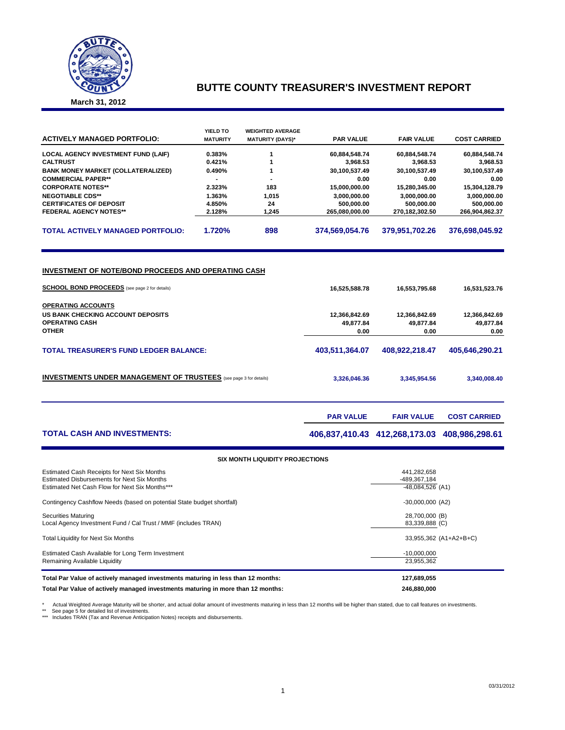# BUTTE COUNTY TREASURER'S INVESTMENT REPORT

**March 31, 2012**

| ACTIVELY MANAGED PORTFOLIO: | YIELD TO MATURITY | WEIGHTED AVERAGE MATURITY (DAYS)* | PAR VALUE | FAIR VALUE | COST CARRIED |
|---|---|---|---|---|---|
| LOCAL AGENCY INVESTMENT FUND (LAIF) | 0.383% | 1 | 60,884,548.74 | 60,884,548.74 | 60,884,548.74 |
| CALTRUST | 0.421% | 1 | 3,968.53 | 3,968.53 | 3,968.53 |
| BANK MONEY MARKET (COLLATERALIZED) | 0.490% | 1 | 30,100,537.49 | 30,100,537.49 | 30,100,537.49 |
| COMMERCIAL PAPER** | - | - | 0.00 | 0.00 | 0.00 |
| CORPORATE NOTES** | 2.323% | 183 | 15,000,000.00 | 15,280,345.00 | 15,304,128.79 |
| NEGOTIABLE CDS** | 1.363% | 1,015 | 3,000,000.00 | 3,000,000.00 | 3,000,000.00 |
| CERTIFICATES OF DEPOSIT | 4.850% | 24 | 500,000.00 | 500,000.00 | 500,000.00 |
| FEDERAL AGENCY NOTES** | 2.128% | 1,245 | 265,080,000.00 | 270,182,302.50 | 266,904,862.37 |
| **TOTAL ACTIVELY MANAGED PORTFOLIO:** | **1.720%** | **898** | **374,569,054.76** | **379,951,702.26** | **376,698,045.92** |

## INVESTMENT OF NOTE/BOND PROCEEDS AND OPERATING CASH

| | PAR VALUE | FAIR VALUE | COST CARRIED |
|---|---|---|---|
| **SCHOOL BOND PROCEEDS** (see page 2 for details) | 16,525,588.78 | 16,553,795.68 | 16,531,523.76 |
| **OPERATING ACCOUNTS** | | | |
| US BANK CHECKING ACCOUNT DEPOSITS | 12,366,842.69 | 12,366,842.69 | 12,366,842.69 |
| OPERATING CASH | 49,877.84 | 49,877.84 | 49,877.84 |
| OTHER | 0.00 | 0.00 | 0.00 |
| **TOTAL TREASURER'S FUND LEDGER BALANCE:** | **403,511,364.07** | **408,922,218.47** | **405,646,290.21** |
| **INVESTMENTS UNDER MANAGEMENT OF TRUSTEES** (see page 3 for details) | 3,326,046.36 | 3,345,954.56 | 3,340,008.40 |

| | PAR VALUE | FAIR VALUE | COST CARRIED |
|---|---|---|---|
| **TOTAL CASH AND INVESTMENTS:** | **406,837,410.43** | **412,268,173.03** | **408,986,298.61** |

### SIX MONTH LIQUIDITY PROJECTIONS

| | |
|---|---|
| Estimated Cash Receipts for Next Six Months | 441,282,658 |
| Estimated Disbursements for Next Six Months | -489,367,184 |
| Estimated Net Cash Flow for Next Six Months*** | -48,084,526 (A1) |
| Contingency Cashflow Needs (based on potential State budget shortfall) | -30,000,000 (A2) |
| Securities Maturing | 28,700,000 (B) |
| Local Agency Investment Fund / Cal Trust / MMF (includes TRAN) | 83,339,888 (C) |
| Total Liquidity for Next Six Months | 33,955,362 (A1+A2+B+C) |
| Estimated Cash Available for Long Term Investment | -10,000,000 |
| Remaining Available Liquidity | 23,955,362 |

| | |
|---|---|
| **Total Par Value of actively managed investments maturing in less than 12 months:** | **127,689,055** |
| **Total Par Value of actively managed investments maturing in more than 12 months:** | **246,880,000** |

\* Actual Weighted Average Maturity will be shorter, and actual dollar amount of investments maturing in less than 12 months will be higher than stated, due to call features on investments.
** See page 5 for detailed list of investments.
*** Includes TRAN (Tax and Revenue Anticipation Notes) receipts and disbursements.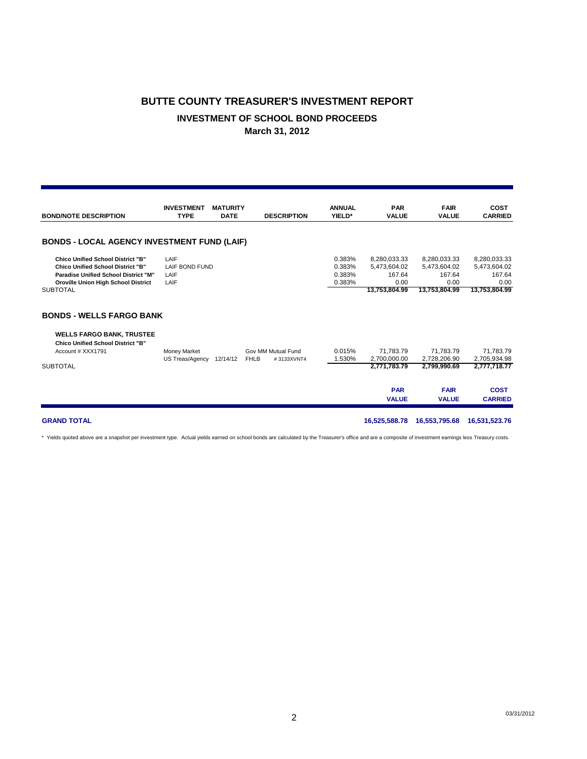# BUTTE COUNTY TREASURER'S INVESTMENT REPORT

## INVESTMENT OF SCHOOL BOND PROCEEDS

### March 31, 2012

| BOND/NOTE DESCRIPTION | INVESTMENT TYPE | MATURITY DATE | DESCRIPTION | ANNUAL YIELD* | PAR VALUE | FAIR VALUE | COST CARRIED |
|---|---|---|---|---|---|---|---|
| **BONDS - LOCAL AGENCY INVESTMENT FUND (LAIF)** | | | | | | | |
| **Chico Unified School District "B"** | LAIF | | | 0.383% | 8,280,033.33 | 8,280,033.33 | 8,280,033.33 |
| **Chico Unified School District "B"** | LAIF BOND FUND | | | 0.383% | 5,473,604.02 | 5,473,604.02 | 5,473,604.02 |
| **Paradise Unified School District "M"** | LAIF | | | 0.383% | 167.64 | 167.64 | 167.64 |
| **Oroville Union High School District** | LAIF | | | 0.383% | 0.00 | 0.00 | 0.00 |
| SUBTOTAL | | | | | **13,753,804.99** | **13,753,804.99** | **13,753,804.99** |
| **BONDS - WELLS FARGO BANK** | | | | | | | |
| **WELLS FARGO BANK, TRUSTEE** | | | | | | | |
| **Chico Unified School District "B"** | | | | | | | |
| Account # XXX1791 | Money Market | | Gov MM Mutual Fund | 0.015% | 71,783.79 | 71,783.79 | 71,783.79 |
| | US Treas/Agency | 12/14/12 | FHLB #3133XVNT4 | 1.530% | 2,700,000.00 | 2,728,206.90 | 2,705,934.98 |
| SUBTOTAL | | | | | **2,771,783.79** | **2,799,990.69** | **2,777,718.77** |
| | | | | | **PAR VALUE** | **FAIR VALUE** | **COST CARRIED** |
| **GRAND TOTAL** | | | | | **16,525,588.78** | **16,553,795.68** | **16,531,523.76** |

* Yields quoted above are a snapshot per investment type. Actual yields earned on school bonds are calculated by the Treasurer's office and are a composite of investment earnings less Treasury costs.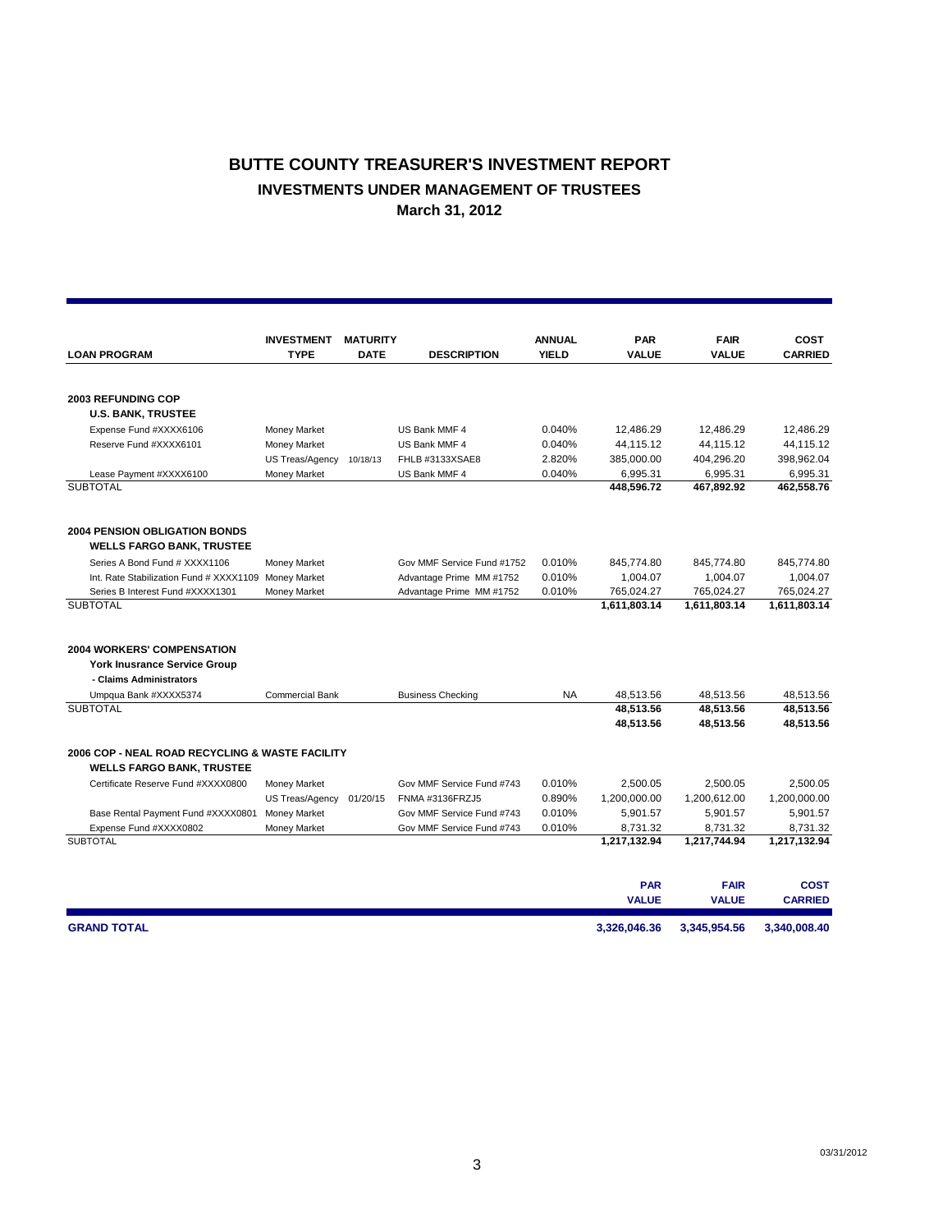# BUTTE COUNTY TREASURER'S INVESTMENT REPORT

## INVESTMENTS UNDER MANAGEMENT OF TRUSTEES

### March 31, 2012

| LOAN PROGRAM | INVESTMENT TYPE | MATURITY DATE | DESCRIPTION | ANNUAL YIELD | PAR VALUE | FAIR VALUE | COST CARRIED |
|---|---|---|---|---|---|---|---|
| **2003 REFUNDING COP** | | | | | | | |
| **U.S. BANK, TRUSTEE** | | | | | | | |
| Expense Fund #XXXX6106 | Money Market | | US Bank MMF 4 | 0.040% | 12,486.29 | 12,486.29 | 12,486.29 |
| Reserve Fund #XXXX6101 | Money Market | | US Bank MMF 4 | 0.040% | 44,115.12 | 44,115.12 | 44,115.12 |
| | US Treas/Agency | 10/18/13 | FHLB #3133XSAE8 | 2.820% | 385,000.00 | 404,296.20 | 398,962.04 |
| Lease Payment #XXXX6100 | Money Market | | US Bank MMF 4 | 0.040% | 6,995.31 | 6,995.31 | 6,995.31 |
| SUBTOTAL | | | | | **448,596.72** | **467,892.92** | **462,558.76** |
| **2004 PENSION OBLIGATION BONDS** | | | | | | | |
| **WELLS FARGO BANK, TRUSTEE** | | | | | | | |
| Series A Bond Fund # XXXX1106 | Money Market | | Gov MMF Service Fund #1752 | 0.010% | 845,774.80 | 845,774.80 | 845,774.80 |
| Int. Rate Stabilization Fund # XXXX1109 | Money Market | | Advantage Prime MM #1752 | 0.010% | 1,004.07 | 1,004.07 | 1,004.07 |
| Series B Interest Fund #XXXX1301 | Money Market | | Advantage Prime MM #1752 | 0.010% | 765,024.27 | 765,024.27 | 765,024.27 |
| SUBTOTAL | | | | | **1,611,803.14** | **1,611,803.14** | **1,611,803.14** |
| **2004 WORKERS' COMPENSATION** | | | | | | | |
| **York Inusrance Service Group** | | | | | | | |
| **- Claims Administrators** | | | | | | | |
| Umpqua Bank #XXXX5374 | Commercial Bank | | Business Checking | NA | 48,513.56 | 48,513.56 | 48,513.56 |
| SUBTOTAL | | | | | **48,513.56** | **48,513.56** | **48,513.56** |
| | | | | | **48,513.56** | **48,513.56** | **48,513.56** |
| **2006 COP - NEAL ROAD RECYCLING & WASTE FACILITY** | | | | | | | |
| **WELLS FARGO BANK, TRUSTEE** | | | | | | | |
| Certificate Reserve Fund #XXXX0800 | Money Market | | Gov MMF Service Fund #743 | 0.010% | 2,500.05 | 2,500.05 | 2,500.05 |
| | US Treas/Agency | 01/20/15 | FNMA #3136FRZJ5 | 0.890% | 1,200,000.00 | 1,200,612.00 | 1,200,000.00 |
| Base Rental Payment Fund #XXXX0801 | Money Market | | Gov MMF Service Fund #743 | 0.010% | 5,901.57 | 5,901.57 | 5,901.57 |
| Expense Fund #XXXX0802 | Money Market | | Gov MMF Service Fund #743 | 0.010% | 8,731.32 | 8,731.32 | 8,731.32 |
| SUBTOTAL | | | | | **1,217,132.94** | **1,217,744.94** | **1,217,132.94** |

| | PAR VALUE | FAIR VALUE | COST CARRIED |
|---|---|---|---|
| **GRAND TOTAL** | **3,326,046.36** | **3,345,954.56** | **3,340,008.40** |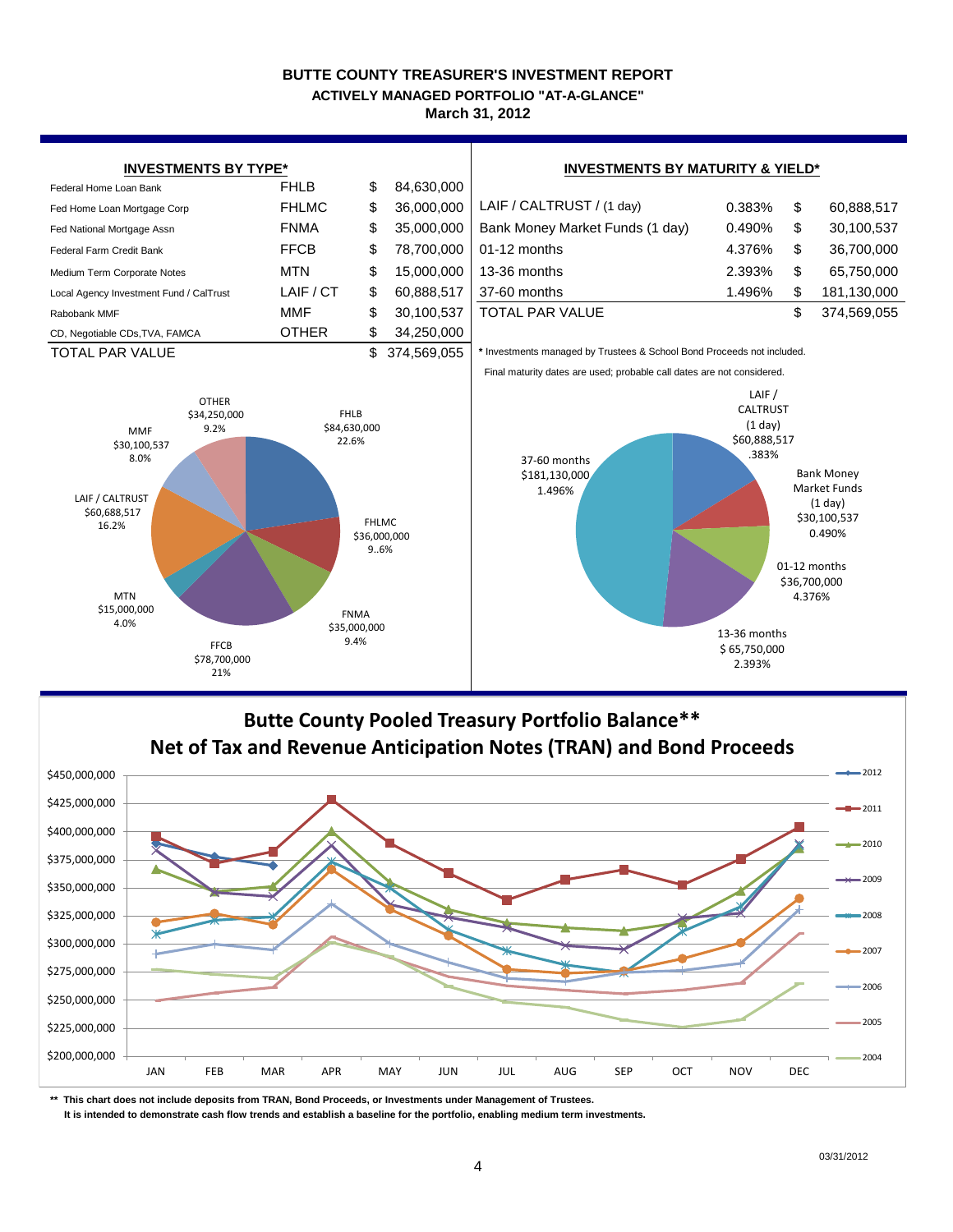# BUTTE COUNTY TREASURER'S INVESTMENT REPORT

## ACTIVELY MANAGED PORTFOLIO "AT-A-GLANCE"

### March 31, 2012

**INVESTMENTS BY TYPE***

| | | | |
|---|---|---|---|
| Federal Home Loan Bank | FHLB | $ | 84,630,000 |
| Fed Home Loan Mortgage Corp | FHLMC | $ | 36,000,000 |
| Fed National Mortgage Assn | FNMA | $ | 35,000,000 |
| Federal Farm Credit Bank | FFCB | $ | 78,700,000 |
| Medium Term Corporate Notes | MTN | $ | 15,000,000 |
| Local Agency Investment Fund / CalTrust | LAIF / CT | $ | 60,888,517 |
| Rabobank MMF | MMF | $ | 30,100,537 |
| CD, Negotiable CDs,TVA, FAMCA | OTHER | $ | 34,250,000 |
| TOTAL PAR VALUE | | $ | 374,569,055 |

OTHER $34,250,000 9.2%; FHLB $84,630,000 22.6%; MMF $30,100,537 8.0%; FHLMC $36,000,000 9..6%; LAIF / CALTRUST $60,688,517 16.2%; MTN $15,000,000 4.0%; FNMA $35,000,000 9.4%; FFCB $78,700,000 21%

**INVESTMENTS BY MATURITY & YIELD***

| | | | |
|---|---|---|---|
| LAIF / CALTRUST / (1 day) | 0.383% | $ | 60,888,517 |
| Bank Money Market Funds (1 day) | 0.490% | $ | 30,100,537 |
| 01-12 months | 4.376% | $ | 36,700,000 |
| 13-36 months | 2.393% | $ | 65,750,000 |
| 37-60 months | 1.496% | $ | 181,130,000 |
| TOTAL PAR VALUE | | $ | 374,569,055 |

* Investments managed by Trustees & School Bond Proceeds not included.

Final maturity dates are used; probable call dates are not considered.

LAIF / CALTRUST (1 day) $60,888,517 .383%; Bank Money Market Funds (1 day) $30,100,537 0.490%; 01-12 months $36,700,000 4.376%; 13-36 months $ 65,750,000 2.393%; 37-60 months $181,130,000 1.496%

## Butte County Pooled Treasury Portfolio Balance**
## Net of Tax and Revenue Anticipation Notes (TRAN) and Bond Proceeds

(Line chart, JAN–DEC, $200,000,000–$450,000,000; series: 2012, 2011, 2010, 2009, 2008, 2007, 2006, 2005, 2004)

** This chart does not include deposits from TRAN, Bond Proceeds, or Investments under Management of Trustees.
It is intended to demonstrate cash flow trends and establish a baseline for the portfolio, enabling medium term investments.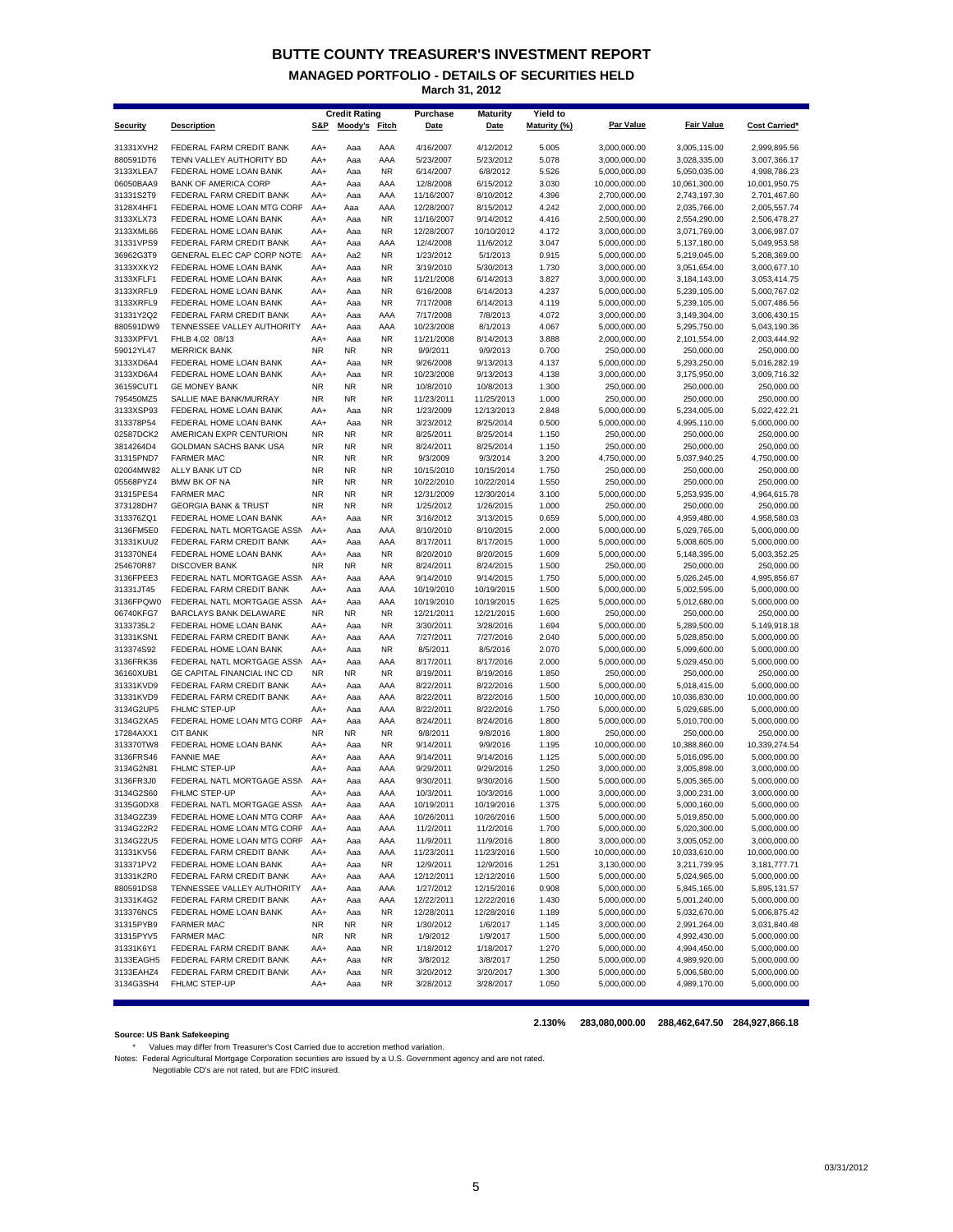# BUTTE COUNTY TREASURER'S INVESTMENT REPORT

## MANAGED PORTFOLIO - DETAILS OF SECURITIES HELD

**March 31, 2012**

| Security | Description | Credit Rating S&P | Moody's | Fitch | Purchase Date | Maturity Date | Yield to Maturity (%) | Par Value | Fair Value | Cost Carried* |
|---|---|---|---|---|---|---|---|---|---|---|
| 31331XVH2 | FEDERAL FARM CREDIT BANK | AA+ | Aaa | AAA | 4/16/2007 | 4/12/2012 | 5.005 | 3,000,000.00 | 3,005,115.00 | 2,999,895.56 |
| 880591DT6 | TENN VALLEY AUTHORITY BD | AA+ | Aaa | AAA | 5/23/2007 | 5/23/2012 | 5.078 | 3,000,000.00 | 3,028,335.00 | 3,007,366.17 |
| 3133XLEA7 | FEDERAL HOME LOAN BANK | AA+ | Aaa | NR | 6/14/2007 | 6/8/2012 | 5.526 | 5,000,000.00 | 5,050,035.00 | 4,998,786.23 |
| 06050BAA9 | BANK OF AMERICA CORP | AA+ | Aaa | AAA | 12/8/2008 | 6/15/2012 | 3.030 | 10,000,000.00 | 10,061,300.00 | 10,001,950.75 |
| 31331S2T9 | FEDERAL FARM CREDIT BANK | AA+ | Aaa | AAA | 11/16/2007 | 8/10/2012 | 4.396 | 2,700,000.00 | 2,743,197.30 | 2,701,467.60 |
| 3128X4HF1 | FEDERAL HOME LOAN MTG CORP | AA+ | Aaa | AAA | 12/28/2007 | 8/15/2012 | 4.242 | 2,000,000.00 | 2,035,766.00 | 2,005,557.74 |
| 3133XLX73 | FEDERAL HOME LOAN BANK | AA+ | Aaa | NR | 11/16/2007 | 9/14/2012 | 4.416 | 2,500,000.00 | 2,554,290.00 | 2,506,478.27 |
| 3133XML66 | FEDERAL HOME LOAN BANK | AA+ | Aaa | NR | 12/28/2007 | 10/10/2012 | 4.172 | 3,000,000.00 | 3,071,769.00 | 3,006,987.07 |
| 31331VPS9 | FEDERAL FARM CREDIT BANK | AA+ | Aaa | AAA | 12/4/2008 | 11/6/2012 | 3.047 | 5,000,000.00 | 5,137,180.00 | 5,049,953.58 |
| 36962G3T9 | GENERAL ELEC CAP CORP NOTE | AA+ | Aa2 | NR | 1/23/2012 | 5/1/2013 | 0.915 | 5,000,000.00 | 5,219,045.00 | 5,208,369.00 |
| 3133XXKY2 | FEDERAL HOME LOAN BANK | AA+ | Aaa | NR | 3/19/2010 | 5/30/2013 | 1.730 | 3,000,000.00 | 3,051,654.00 | 3,000,677.10 |
| 3133XFLF1 | FEDERAL HOME LOAN BANK | AA+ | Aaa | NR | 11/21/2008 | 6/14/2013 | 3.827 | 3,000,000.00 | 3,184,143.00 | 3,053,414.75 |
| 3133XRFL9 | FEDERAL HOME LOAN BANK | AA+ | Aaa | NR | 6/16/2008 | 6/14/2013 | 4.237 | 5,000,000.00 | 5,239,105.00 | 5,000,767.02 |
| 3133XRFL9 | FEDERAL HOME LOAN BANK | AA+ | Aaa | NR | 7/17/2008 | 6/14/2013 | 4.119 | 5,000,000.00 | 5,239,105.00 | 5,007,486.56 |
| 31331Y2Q2 | FEDERAL FARM CREDIT BANK | AA+ | Aaa | AAA | 7/17/2008 | 7/8/2013 | 4.072 | 3,000,000.00 | 3,149,304.00 | 3,006,430.15 |
| 880591DW9 | TENNESSEE VALLEY AUTHORITY | AA+ | Aaa | AAA | 10/23/2008 | 8/1/2013 | 4.067 | 5,000,000.00 | 5,295,750.00 | 5,043,190.36 |
| 3133XPFV1 | FHLB 4.02 08/13 | AA+ | Aaa | NR | 11/21/2008 | 8/14/2013 | 3.888 | 2,000,000.00 | 2,101,554.00 | 2,003,444.92 |
| 59012YL47 | MERRICK BANK | NR | NR | NR | 9/9/2011 | 9/9/2013 | 0.700 | 250,000.00 | 250,000.00 | 250,000.00 |
| 3133XD6A4 | FEDERAL HOME LOAN BANK | AA+ | Aaa | NR | 9/26/2008 | 9/13/2013 | 4.137 | 5,000,000.00 | 5,293,250.00 | 5,016,282.19 |
| 3133XD6A4 | FEDERAL HOME LOAN BANK | AA+ | Aaa | NR | 10/23/2008 | 9/13/2013 | 4.138 | 3,000,000.00 | 3,175,950.00 | 3,009,716.32 |
| 36159CUT1 | GE MONEY BANK | NR | NR | NR | 10/8/2010 | 10/8/2013 | 1.300 | 250,000.00 | 250,000.00 | 250,000.00 |
| 795450MZ5 | SALLIE MAE BANK/MURRAY | NR | NR | NR | 11/23/2011 | 11/25/2013 | 1.000 | 250,000.00 | 250,000.00 | 250,000.00 |
| 3133XSP93 | FEDERAL HOME LOAN BANK | AA+ | Aaa | NR | 1/23/2009 | 12/13/2013 | 2.848 | 5,000,000.00 | 5,234,005.00 | 5,022,422.21 |
| 313378P54 | FEDERAL HOME LOAN BANK | AA+ | Aaa | NR | 3/23/2012 | 8/25/2014 | 0.500 | 5,000,000.00 | 4,995,110.00 | 5,000,000.00 |
| 02587DCK2 | AMERICAN EXPR CENTURION | NR | NR | NR | 8/25/2011 | 8/25/2014 | 1.150 | 250,000.00 | 250,000.00 | 250,000.00 |
| 3814264D4 | GOLDMAN SACHS BANK USA | NR | NR | NR | 8/24/2011 | 8/25/2014 | 1.150 | 250,000.00 | 250,000.00 | 250,000.00 |
| 31315PND7 | FARMER MAC | NR | NR | NR | 9/3/2009 | 9/3/2014 | 3.200 | 4,750,000.00 | 5,037,940.25 | 4,750,000.00 |
| 02004MW82 | ALLY BANK UT CD | NR | NR | NR | 10/15/2010 | 10/15/2014 | 1.750 | 250,000.00 | 250,000.00 | 250,000.00 |
| 05568PYZ4 | BMW BK OF NA | NR | NR | NR | 10/22/2010 | 10/22/2014 | 1.550 | 250,000.00 | 250,000.00 | 250,000.00 |
| 31315PES4 | FARMER MAC | NR | NR | NR | 12/31/2009 | 12/30/2014 | 3.100 | 5,000,000.00 | 5,253,935.00 | 4,964,615.78 |
| 373128DH7 | GEORGIA BANK & TRUST | NR | NR | NR | 1/25/2012 | 1/26/2015 | 1.000 | 250,000.00 | 250,000.00 | 250,000.00 |
| 313376ZQ1 | FEDERAL HOME LOAN BANK | AA+ | Aaa | NR | 3/16/2012 | 3/13/2015 | 0.659 | 5,000,000.00 | 4,959,480.00 | 4,958,580.03 |
| 3136FM5E0 | FEDERAL NATL MORTGAGE ASSN | AA+ | Aaa | AAA | 8/10/2010 | 8/10/2015 | 2.000 | 5,000,000.00 | 5,029,765.00 | 5,000,000.00 |
| 31331KUU2 | FEDERAL FARM CREDIT BANK | AA+ | Aaa | AAA | 8/17/2011 | 8/17/2015 | 1.000 | 5,000,000.00 | 5,008,605.00 | 5,000,000.00 |
| 313370NE4 | FEDERAL HOME LOAN BANK | AA+ | Aaa | NR | 8/20/2010 | 8/20/2015 | 1.609 | 5,000,000.00 | 5,148,395.00 | 5,003,352.25 |
| 254670R87 | DISCOVER BANK | NR | NR | NR | 8/24/2011 | 8/24/2015 | 1.500 | 250,000.00 | 250,000.00 | 250,000.00 |
| 3136FPEE3 | FEDERAL NATL MORTGAGE ASSN | AA+ | Aaa | AAA | 9/14/2010 | 9/14/2015 | 1.750 | 5,000,000.00 | 5,026,245.00 | 4,995,856.67 |
| 31331JT45 | FEDERAL FARM CREDIT BANK | AA+ | Aaa | AAA | 10/19/2010 | 10/19/2015 | 1.500 | 5,000,000.00 | 5,002,595.00 | 5,000,000.00 |
| 3136FPQW0 | FEDERAL NATL MORTGAGE ASSN | AA+ | Aaa | AAA | 10/19/2010 | 10/19/2015 | 1.625 | 5,000,000.00 | 5,012,680.00 | 5,000,000.00 |
| 06740KFG7 | BARCLAYS BANK DELAWARE | NR | NR | NR | 12/21/2011 | 12/21/2015 | 1.600 | 250,000.00 | 250,000.00 | 250,000.00 |
| 3133735L2 | FEDERAL HOME LOAN BANK | AA+ | Aaa | NR | 3/30/2011 | 3/28/2016 | 1.694 | 5,000,000.00 | 5,289,500.00 | 5,149,918.18 |
| 31331KSN1 | FEDERAL FARM CREDIT BANK | AA+ | Aaa | AAA | 7/27/2011 | 7/27/2016 | 2.040 | 5,000,000.00 | 5,028,850.00 | 5,000,000.00 |
| 313374S92 | FEDERAL HOME LOAN BANK | AA+ | Aaa | NR | 8/5/2011 | 8/5/2016 | 2.070 | 5,000,000.00 | 5,099,600.00 | 5,000,000.00 |
| 3136FRK36 | FEDERAL NATL MORTGAGE ASSN | AA+ | Aaa | AAA | 8/17/2011 | 8/17/2016 | 2.000 | 5,000,000.00 | 5,029,450.00 | 5,000,000.00 |
| 36160XUB1 | GE CAPITAL FINANCIAL INC CD | NR | NR | NR | 8/19/2011 | 8/19/2016 | 1.850 | 250,000.00 | 250,000.00 | 250,000.00 |
| 31331KVD9 | FEDERAL FARM CREDIT BANK | AA+ | Aaa | AAA | 8/22/2011 | 8/22/2016 | 1.500 | 5,000,000.00 | 5,018,415.00 | 5,000,000.00 |
| 31331KVD9 | FEDERAL FARM CREDIT BANK | AA+ | Aaa | AAA | 8/22/2011 | 8/22/2016 | 1.500 | 10,000,000.00 | 10,036,830.00 | 10,000,000.00 |
| 3134G2UP5 | FHLMC STEP-UP | AA+ | Aaa | AAA | 8/22/2011 | 8/22/2016 | 1.750 | 5,000,000.00 | 5,029,685.00 | 5,000,000.00 |
| 3134G2XA5 | FEDERAL HOME LOAN MTG CORP | AA+ | Aaa | AAA | 8/24/2011 | 8/24/2016 | 1.800 | 5,000,000.00 | 5,010,700.00 | 5,000,000.00 |
| 17284AXX1 | CIT BANK | NR | NR | NR | 9/8/2011 | 9/8/2016 | 1.800 | 250,000.00 | 250,000.00 | 250,000.00 |
| 313370TW8 | FEDERAL HOME LOAN BANK | AA+ | Aaa | NR | 9/14/2011 | 9/9/2016 | 1.195 | 10,000,000.00 | 10,388,860.00 | 10,339,274.54 |
| 3136FRS46 | FANNIE MAE | AA+ | Aaa | AAA | 9/14/2011 | 9/14/2016 | 1.125 | 5,000,000.00 | 5,016,095.00 | 5,000,000.00 |
| 3134G2N81 | FHLMC STEP-UP | AA+ | Aaa | AAA | 9/29/2011 | 9/29/2016 | 1.250 | 3,000,000.00 | 3,005,898.00 | 3,000,000.00 |
| 3136FR3J0 | FEDERAL NATL MORTGAGE ASSN | AA+ | Aaa | AAA | 9/30/2011 | 9/30/2016 | 1.500 | 5,000,000.00 | 5,005,365.00 | 5,000,000.00 |
| 3134G2S60 | FHLMC STEP-UP | AA+ | Aaa | AAA | 10/3/2011 | 10/3/2016 | 1.000 | 3,000,000.00 | 3,000,231.00 | 3,000,000.00 |
| 3135G0DX8 | FEDERAL NATL MORTGAGE ASSN | AA+ | Aaa | AAA | 10/19/2011 | 10/19/2016 | 1.375 | 5,000,000.00 | 5,000,160.00 | 5,000,000.00 |
| 3134G2Z39 | FEDERAL HOME LOAN MTG CORP | AA+ | Aaa | AAA | 10/26/2011 | 10/26/2016 | 1.500 | 5,000,000.00 | 5,019,850.00 | 5,000,000.00 |
| 3134G22R2 | FEDERAL HOME LOAN MTG CORP | AA+ | Aaa | AAA | 11/2/2011 | 11/2/2016 | 1.700 | 5,000,000.00 | 5,020,300.00 | 5,000,000.00 |
| 3134G22U5 | FEDERAL HOME LOAN MTG CORP | AA+ | Aaa | AAA | 11/9/2011 | 11/9/2016 | 1.800 | 3,000,000.00 | 3,005,052.00 | 3,000,000.00 |
| 31331KV56 | FEDERAL FARM CREDIT BANK | AA+ | Aaa | AAA | 11/23/2011 | 11/23/2016 | 1.500 | 10,000,000.00 | 10,033,610.00 | 10,000,000.00 |
| 313371PV2 | FEDERAL HOME LOAN BANK | AA+ | Aaa | NR | 12/9/2011 | 12/9/2016 | 1.251 | 3,130,000.00 | 3,211,739.95 | 3,181,777.71 |
| 31331K2R0 | FEDERAL FARM CREDIT BANK | AA+ | Aaa | AAA | 12/12/2011 | 12/12/2016 | 1.500 | 5,000,000.00 | 5,024,965.00 | 5,000,000.00 |
| 880591DS8 | TENNESSEE VALLEY AUTHORITY | AA+ | Aaa | AAA | 1/27/2012 | 12/15/2016 | 0.908 | 5,000,000.00 | 5,845,165.00 | 5,895,131.57 |
| 31331K4G2 | FEDERAL FARM CREDIT BANK | AA+ | Aaa | AAA | 12/22/2011 | 12/22/2016 | 1.430 | 5,000,000.00 | 5,001,240.00 | 5,000,000.00 |
| 313376NC5 | FEDERAL HOME LOAN BANK | AA+ | Aaa | NR | 12/28/2011 | 12/28/2016 | 1.189 | 5,000,000.00 | 5,032,670.00 | 5,006,875.42 |
| 31315PYB9 | FARMER MAC | NR | NR | NR | 1/30/2012 | 1/6/2017 | 1.145 | 3,000,000.00 | 2,991,264.00 | 3,031,840.48 |
| 31315PYV5 | FARMER MAC | NR | NR | NR | 1/9/2012 | 1/9/2017 | 1.500 | 5,000,000.00 | 4,992,430.00 | 5,000,000.00 |
| 31331K6Y1 | FEDERAL FARM CREDIT BANK | AA+ | Aaa | NR | 1/18/2012 | 1/18/2017 | 1.270 | 5,000,000.00 | 4,994,450.00 | 5,000,000.00 |
| 3133EAGH5 | FEDERAL FARM CREDIT BANK | AA+ | Aaa | NR | 3/8/2012 | 3/8/2017 | 1.250 | 5,000,000.00 | 4,989,920.00 | 5,000,000.00 |
| 3133EAHZ4 | FEDERAL FARM CREDIT BANK | AA+ | Aaa | NR | 3/20/2012 | 3/20/2017 | 1.300 | 5,000,000.00 | 5,006,580.00 | 5,000,000.00 |
| 3134G3SH4 | FHLMC STEP-UP | AA+ | Aaa | NR | 3/28/2012 | 3/28/2017 | 1.050 | 5,000,000.00 | 4,989,170.00 | 5,000,000.00 |
| | | | | | | | 2.130% | 283,080,000.00 | 288,462,647.50 | 284,927,866.18 |

**Source: US Bank Safekeeping**

\* Values may differ from Treasurer's Cost Carried due to accretion method variation.

Notes: Federal Agricultural Mortgage Corporation securities are issued by a U.S. Government agency and are not rated.

Negotiable CD's are not rated, but are FDIC insured.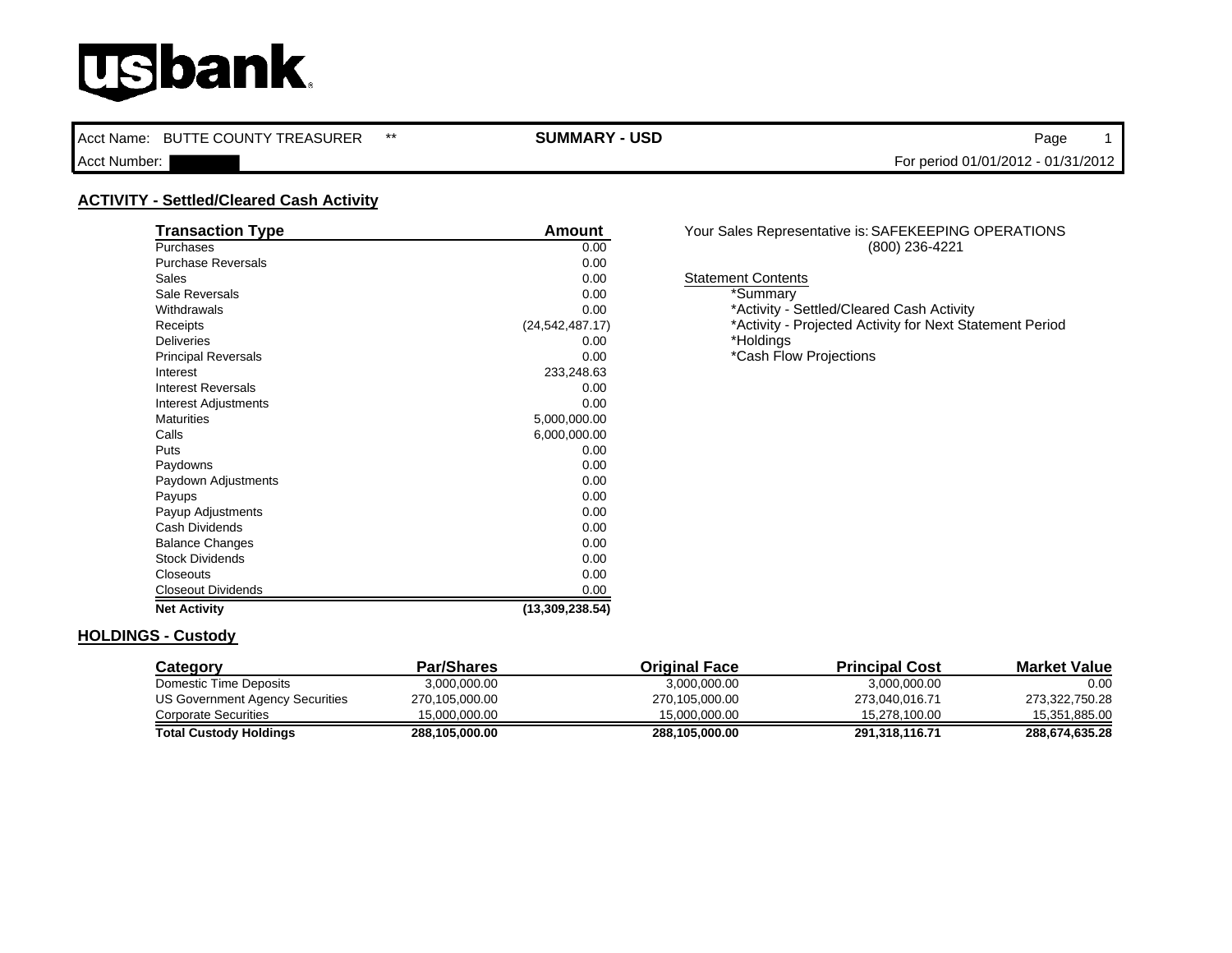usbank

Acct Name: BUTTE COUNTY TREASURER **

Acct Number:

**SUMMARY - USD**

For period 01/01/2012 - 01/31/2012

## ACTIVITY - Settled/Cleared Cash Activity

| Transaction Type | Amount |
|---|---|
| Purchases | 0.00 |
| Purchase Reversals | 0.00 |
| Sales | 0.00 |
| Sale Reversals | 0.00 |
| Withdrawals | 0.00 |
| Receipts | (24,542,487.17) |
| Deliveries | 0.00 |
| Principal Reversals | 0.00 |
| Interest | 233,248.63 |
| Interest Reversals | 0.00 |
| Interest Adjustments | 0.00 |
| Maturities | 5,000,000.00 |
| Calls | 6,000,000.00 |
| Puts | 0.00 |
| Paydowns | 0.00 |
| Paydown Adjustments | 0.00 |
| Payups | 0.00 |
| Payup Adjustments | 0.00 |
| Cash Dividends | 0.00 |
| Balance Changes | 0.00 |
| Stock Dividends | 0.00 |
| Closeouts | 0.00 |
| Closeout Dividends | 0.00 |
| **Net Activity** | **(13,309,238.54)** |

Your Sales Representative is: SAFEKEEPING OPERATIONS
(800) 236-4221

Statement Contents
*Summary
*Activity - Settled/Cleared Cash Activity
*Activity - Projected Activity for Next Statement Period
*Holdings
*Cash Flow Projections

## HOLDINGS - Custody

| Category | Par/Shares | Original Face | Principal Cost | Market Value |
|---|---|---|---|---|
| Domestic Time Deposits | 3,000,000.00 | 3,000,000.00 | 3,000,000.00 | 0.00 |
| US Government Agency Securities | 270,105,000.00 | 270,105,000.00 | 273,040,016.71 | 273,322,750.28 |
| Corporate Securities | 15,000,000.00 | 15,000,000.00 | 15,278,100.00 | 15,351,885.00 |
| **Total Custody Holdings** | **288,105,000.00** | **288,105,000.00** | **291,318,116.71** | **288,674,635.28** |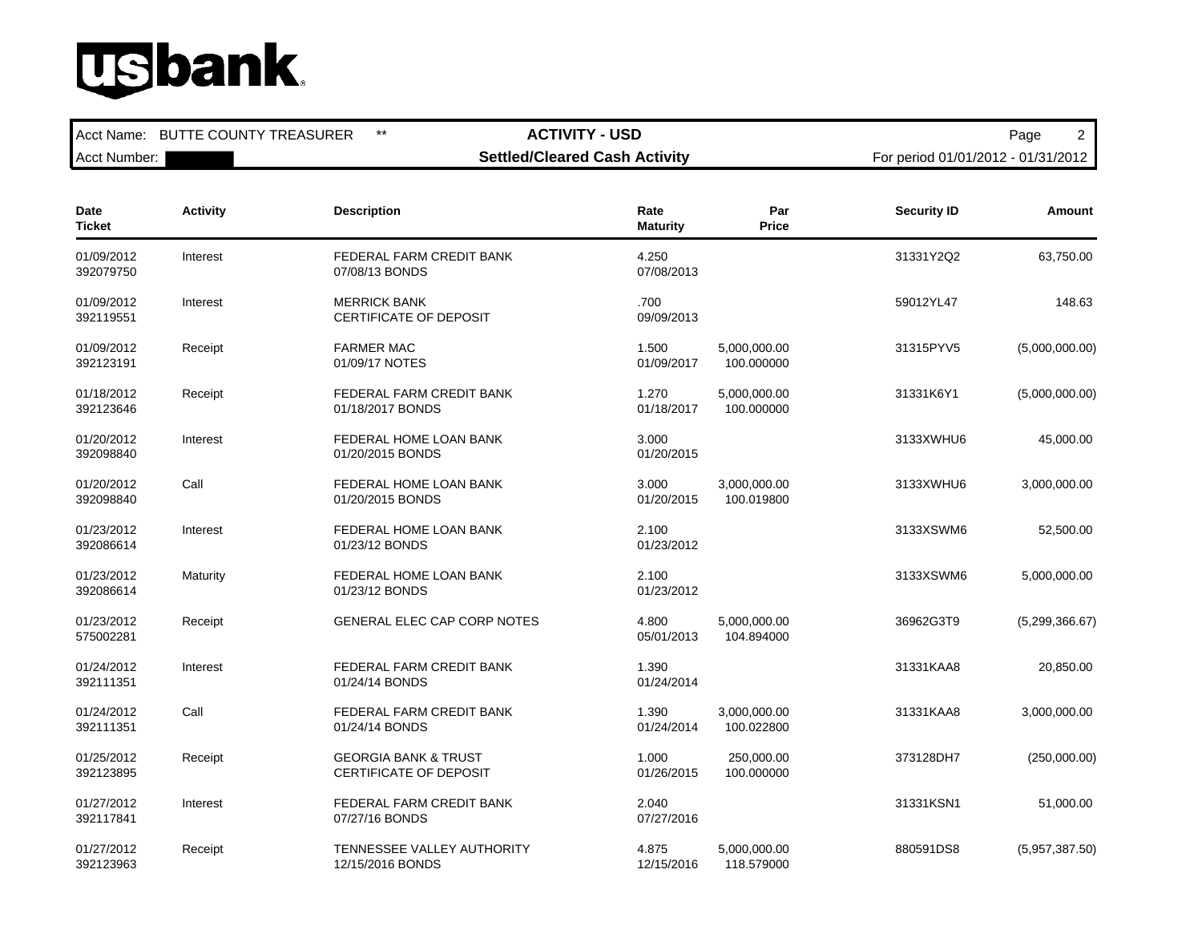**usbank**

| Acct Name: BUTTE COUNTY TREASURER ** | ACTIVITY - USD | |
| --- | --- | --- |
| Acct Number: | Settled/Cleared Cash Activity | For period 01/01/2012 - 01/31/2012 |

| Date<br>Ticket | Activity | Description | Rate<br>Maturity | Par<br>Price | Security ID | Amount |
| --- | --- | --- | --- | --- | --- | --- |
| 01/09/2012<br>392079750 | Interest | FEDERAL FARM CREDIT BANK<br>07/08/13 BONDS | 4.250<br>07/08/2013 | | 31331Y2Q2 | 63,750.00 |
| 01/09/2012<br>392119551 | Interest | MERRICK BANK<br>CERTIFICATE OF DEPOSIT | .700<br>09/09/2013 | | 59012YL47 | 148.63 |
| 01/09/2012<br>392123191 | Receipt | FARMER MAC<br>01/09/17 NOTES | 1.500<br>01/09/2017 | 5,000,000.00<br>100.000000 | 31315PYV5 | (5,000,000.00) |
| 01/18/2012<br>392123646 | Receipt | FEDERAL FARM CREDIT BANK<br>01/18/2017 BONDS | 1.270<br>01/18/2017 | 5,000,000.00<br>100.000000 | 31331K6Y1 | (5,000,000.00) |
| 01/20/2012<br>392098840 | Interest | FEDERAL HOME LOAN BANK<br>01/20/2015 BONDS | 3.000<br>01/20/2015 | | 3133XWHU6 | 45,000.00 |
| 01/20/2012<br>392098840 | Call | FEDERAL HOME LOAN BANK<br>01/20/2015 BONDS | 3.000<br>01/20/2015 | 3,000,000.00<br>100.019800 | 3133XWHU6 | 3,000,000.00 |
| 01/23/2012<br>392086614 | Interest | FEDERAL HOME LOAN BANK<br>01/23/12 BONDS | 2.100<br>01/23/2012 | | 3133XSWM6 | 52,500.00 |
| 01/23/2012<br>392086614 | Maturity | FEDERAL HOME LOAN BANK<br>01/23/12 BONDS | 2.100<br>01/23/2012 | | 3133XSWM6 | 5,000,000.00 |
| 01/23/2012<br>575002281 | Receipt | GENERAL ELEC CAP CORP NOTES | 4.800<br>05/01/2013 | 5,000,000.00<br>104.894000 | 36962G3T9 | (5,299,366.67) |
| 01/24/2012<br>392111351 | Interest | FEDERAL FARM CREDIT BANK<br>01/24/14 BONDS | 1.390<br>01/24/2014 | | 31331KAA8 | 20,850.00 |
| 01/24/2012<br>392111351 | Call | FEDERAL FARM CREDIT BANK<br>01/24/14 BONDS | 1.390<br>01/24/2014 | 3,000,000.00<br>100.022800 | 31331KAA8 | 3,000,000.00 |
| 01/25/2012<br>392123895 | Receipt | GEORGIA BANK & TRUST<br>CERTIFICATE OF DEPOSIT | 1.000<br>01/26/2015 | 250,000.00<br>100.000000 | 373128DH7 | (250,000.00) |
| 01/27/2012<br>392117841 | Interest | FEDERAL FARM CREDIT BANK<br>07/27/16 BONDS | 2.040<br>07/27/2016 | | 31331KSN1 | 51,000.00 |
| 01/27/2012<br>392123963 | Receipt | TENNESSEE VALLEY AUTHORITY<br>12/15/2016 BONDS | 4.875<br>12/15/2016 | 5,000,000.00<br>118.579000 | 880591DS8 | (5,957,387.50) |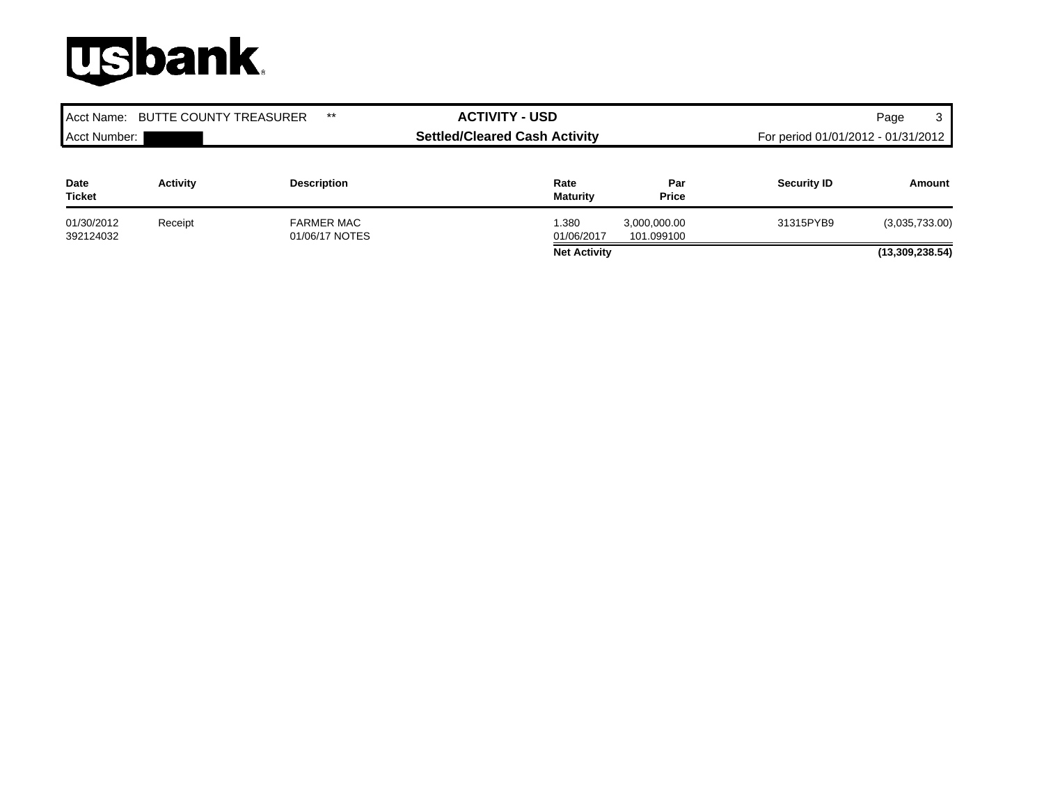| Acct Name: BUTTE COUNTY TREASURER ** | ACTIVITY - USD | |
|---|---|---|
| Acct Number: | Settled/Cleared Cash Activity | For period 01/01/2012 - 01/31/2012 |

| Date<br>Ticket | Activity | Description | Rate<br>Maturity | Par<br>Price | Security ID | Amount |
|---|---|---|---|---|---|---|
| 01/30/2012<br>392124032 | Receipt | FARMER MAC<br>01/06/17 NOTES | 1.380<br>01/06/2017 | 3,000,000.00<br>101.099100 | 31315PYB9 | (3,035,733.00) |
| | | | **Net Activity** | | | **(13,309,238.54)** |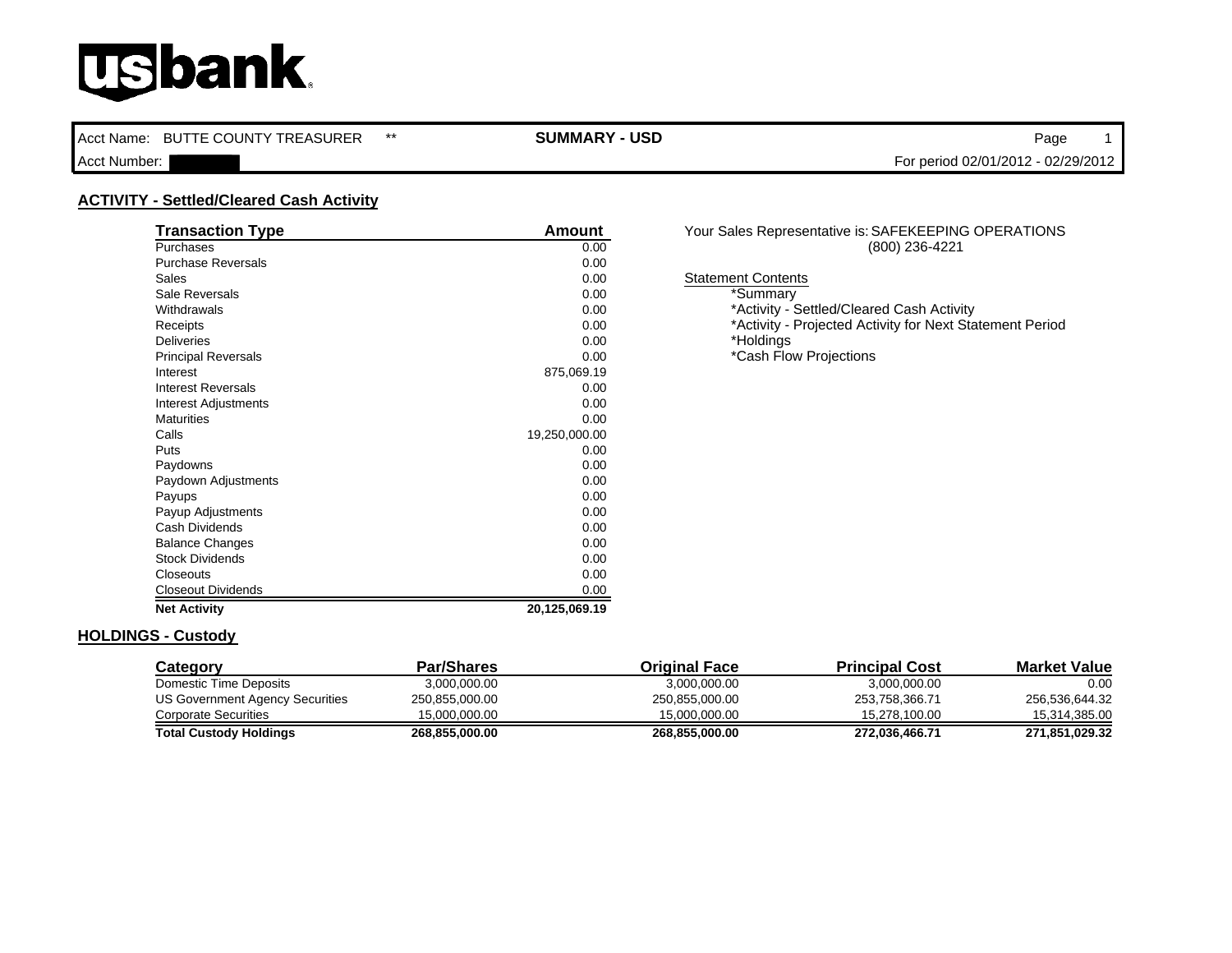usbank

Acct Name: BUTTE COUNTY TREASURER **

Acct Number:

**SUMMARY - USD**

For period 02/01/2012 - 02/29/2012

## ACTIVITY - Settled/Cleared Cash Activity

| Transaction Type | Amount |
|---|---|
| Purchases | 0.00 |
| Purchase Reversals | 0.00 |
| Sales | 0.00 |
| Sale Reversals | 0.00 |
| Withdrawals | 0.00 |
| Receipts | 0.00 |
| Deliveries | 0.00 |
| Principal Reversals | 0.00 |
| Interest | 875,069.19 |
| Interest Reversals | 0.00 |
| Interest Adjustments | 0.00 |
| Maturities | 0.00 |
| Calls | 19,250,000.00 |
| Puts | 0.00 |
| Paydowns | 0.00 |
| Paydown Adjustments | 0.00 |
| Payups | 0.00 |
| Payup Adjustments | 0.00 |
| Cash Dividends | 0.00 |
| Balance Changes | 0.00 |
| Stock Dividends | 0.00 |
| Closeouts | 0.00 |
| Closeout Dividends | 0.00 |
| **Net Activity** | **20,125,069.19** |

Your Sales Representative is: SAFEKEEPING OPERATIONS
(800) 236-4221

Statement Contents
- *Summary
- *Activity - Settled/Cleared Cash Activity
- *Activity - Projected Activity for Next Statement Period
- *Holdings
- *Cash Flow Projections

## HOLDINGS - Custody

| Category | Par/Shares | Original Face | Principal Cost | Market Value |
|---|---|---|---|---|
| Domestic Time Deposits | 3,000,000.00 | 3,000,000.00 | 3,000,000.00 | 0.00 |
| US Government Agency Securities | 250,855,000.00 | 250,855,000.00 | 253,758,366.71 | 256,536,644.32 |
| Corporate Securities | 15,000,000.00 | 15,000,000.00 | 15,278,100.00 | 15,314,385.00 |
| **Total Custody Holdings** | **268,855,000.00** | **268,855,000.00** | **272,036,466.71** | **271,851,029.32** |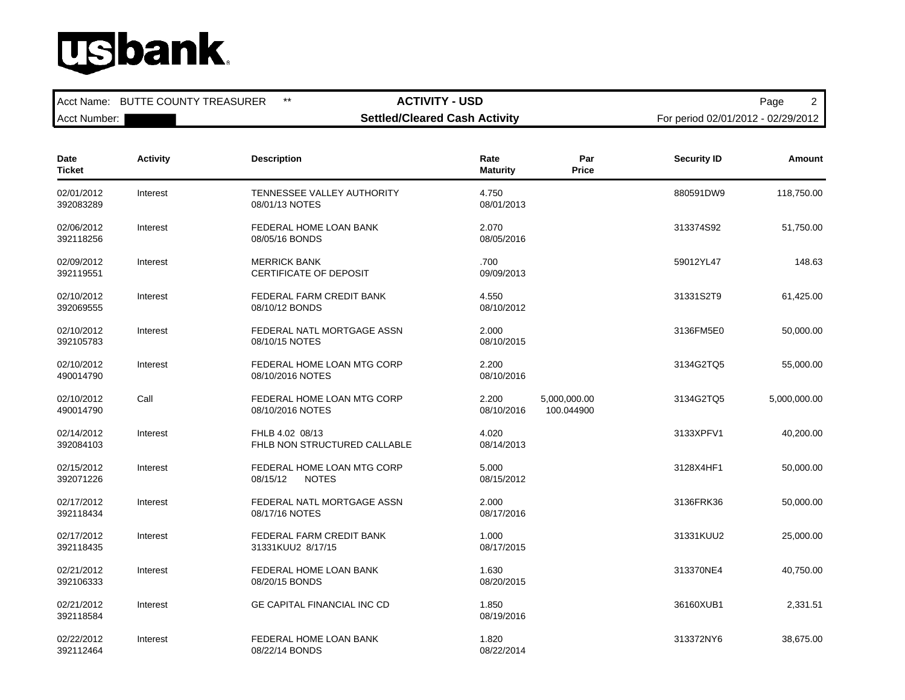usbank

| Acct Name: BUTTE COUNTY TREASURER ** | ACTIVITY - USD | Page 2 |
|---|---|---|
| Acct Number: | Settled/Cleared Cash Activity | For period 02/01/2012 - 02/29/2012 |

| Date<br>Ticket | Activity | Description | Rate<br>Maturity | Par<br>Price | Security ID | Amount |
|---|---|---|---|---|---|---|
| 02/01/2012<br>392083289 | Interest | TENNESSEE VALLEY AUTHORITY<br>08/01/13 NOTES | 4.750<br>08/01/2013 | | 880591DW9 | 118,750.00 |
| 02/06/2012<br>392118256 | Interest | FEDERAL HOME LOAN BANK<br>08/05/16 BONDS | 2.070<br>08/05/2016 | | 313374S92 | 51,750.00 |
| 02/09/2012<br>392119551 | Interest | MERRICK BANK<br>CERTIFICATE OF DEPOSIT | .700<br>09/09/2013 | | 59012YL47 | 148.63 |
| 02/10/2012<br>392069555 | Interest | FEDERAL FARM CREDIT BANK<br>08/10/12 BONDS | 4.550<br>08/10/2012 | | 31331S2T9 | 61,425.00 |
| 02/10/2012<br>392105783 | Interest | FEDERAL NATL MORTGAGE ASSN<br>08/10/15 NOTES | 2.000<br>08/10/2015 | | 3136FM5E0 | 50,000.00 |
| 02/10/2012<br>490014790 | Interest | FEDERAL HOME LOAN MTG CORP<br>08/10/2016 NOTES | 2.200<br>08/10/2016 | | 3134G2TQ5 | 55,000.00 |
| 02/10/2012<br>490014790 | Call | FEDERAL HOME LOAN MTG CORP<br>08/10/2016 NOTES | 2.200<br>08/10/2016 | 5,000,000.00<br>100.044900 | 3134G2TQ5 | 5,000,000.00 |
| 02/14/2012<br>392084103 | Interest | FHLB 4.02 08/13<br>FHLB NON STRUCTURED CALLABLE | 4.020<br>08/14/2013 | | 3133XPFV1 | 40,200.00 |
| 02/15/2012<br>392071226 | Interest | FEDERAL HOME LOAN MTG CORP<br>08/15/12 NOTES | 5.000<br>08/15/2012 | | 3128X4HF1 | 50,000.00 |
| 02/17/2012<br>392118434 | Interest | FEDERAL NATL MORTGAGE ASSN<br>08/17/16 NOTES | 2.000<br>08/17/2016 | | 3136FRK36 | 50,000.00 |
| 02/17/2012<br>392118435 | Interest | FEDERAL FARM CREDIT BANK<br>31331KUU2 8/17/15 | 1.000<br>08/17/2015 | | 31331KUU2 | 25,000.00 |
| 02/21/2012<br>392106333 | Interest | FEDERAL HOME LOAN BANK<br>08/20/15 BONDS | 1.630<br>08/20/2015 | | 313370NE4 | 40,750.00 |
| 02/21/2012<br>392118584 | Interest | GE CAPITAL FINANCIAL INC CD | 1.850<br>08/19/2016 | | 36160XUB1 | 2,331.51 |
| 02/22/2012<br>392112464 | Interest | FEDERAL HOME LOAN BANK<br>08/22/14 BONDS | 1.820<br>08/22/2014 | | 313372NY6 | 38,675.00 |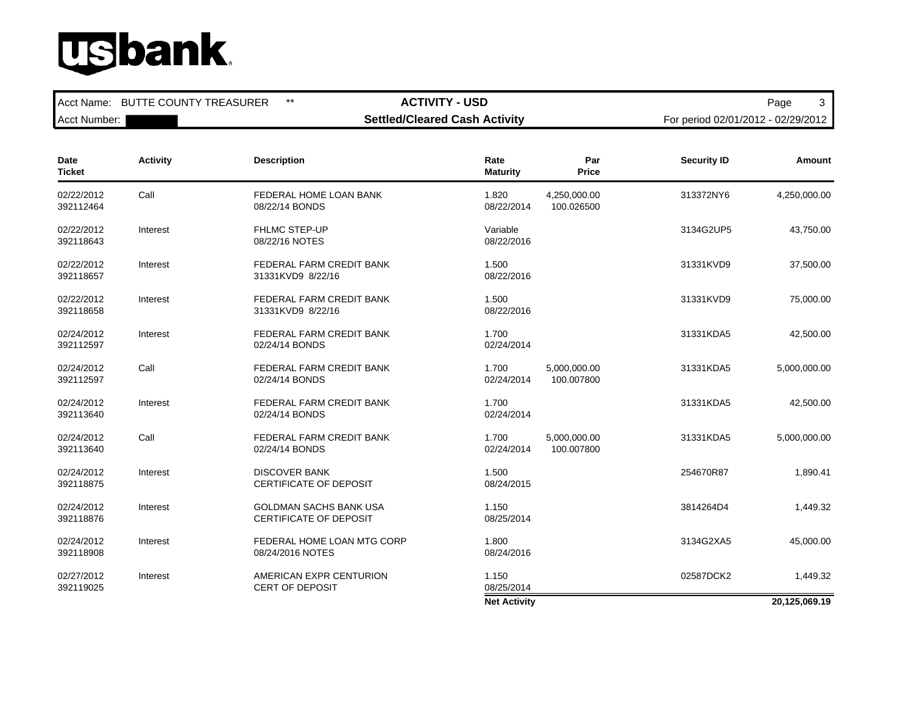usbank

| Acct Name: BUTTE COUNTY TREASURER ** | ACTIVITY - USD | Page 3 |
|---|---|---|
| Acct Number: | Settled/Cleared Cash Activity | For period 02/01/2012 - 02/29/2012 |

| Date<br>Ticket | Activity | Description | Rate<br>Maturity | Par<br>Price | Security ID | Amount |
|---|---|---|---|---|---|---|
| 02/22/2012<br>392112464 | Call | FEDERAL HOME LOAN BANK<br>08/22/14 BONDS | 1.820<br>08/22/2014 | 4,250,000.00<br>100.026500 | 313372NY6 | 4,250,000.00 |
| 02/22/2012<br>392118643 | Interest | FHLMC STEP-UP<br>08/22/16 NOTES | Variable<br>08/22/2016 | | 3134G2UP5 | 43,750.00 |
| 02/22/2012<br>392118657 | Interest | FEDERAL FARM CREDIT BANK<br>31331KVD9 8/22/16 | 1.500<br>08/22/2016 | | 31331KVD9 | 37,500.00 |
| 02/22/2012<br>392118658 | Interest | FEDERAL FARM CREDIT BANK<br>31331KVD9 8/22/16 | 1.500<br>08/22/2016 | | 31331KVD9 | 75,000.00 |
| 02/24/2012<br>392112597 | Interest | FEDERAL FARM CREDIT BANK<br>02/24/14 BONDS | 1.700<br>02/24/2014 | | 31331KDA5 | 42,500.00 |
| 02/24/2012<br>392112597 | Call | FEDERAL FARM CREDIT BANK<br>02/24/14 BONDS | 1.700<br>02/24/2014 | 5,000,000.00<br>100.007800 | 31331KDA5 | 5,000,000.00 |
| 02/24/2012<br>392113640 | Interest | FEDERAL FARM CREDIT BANK<br>02/24/14 BONDS | 1.700<br>02/24/2014 | | 31331KDA5 | 42,500.00 |
| 02/24/2012<br>392113640 | Call | FEDERAL FARM CREDIT BANK<br>02/24/14 BONDS | 1.700<br>02/24/2014 | 5,000,000.00<br>100.007800 | 31331KDA5 | 5,000,000.00 |
| 02/24/2012<br>392118875 | Interest | DISCOVER BANK<br>CERTIFICATE OF DEPOSIT | 1.500<br>08/24/2015 | | 254670R87 | 1,890.41 |
| 02/24/2012<br>392118876 | Interest | GOLDMAN SACHS BANK USA<br>CERTIFICATE OF DEPOSIT | 1.150<br>08/25/2014 | | 3814264D4 | 1,449.32 |
| 02/24/2012<br>392118908 | Interest | FEDERAL HOME LOAN MTG CORP<br>08/24/2016 NOTES | 1.800<br>08/24/2016 | | 3134G2XA5 | 45,000.00 |
| 02/27/2012<br>392119025 | Interest | AMERICAN EXPR CENTURION<br>CERT OF DEPOSIT | 1.150<br>08/25/2014 | | 02587DCK2 | 1,449.32 |
| | | | **Net Activity** | | | **20,125,069.19** |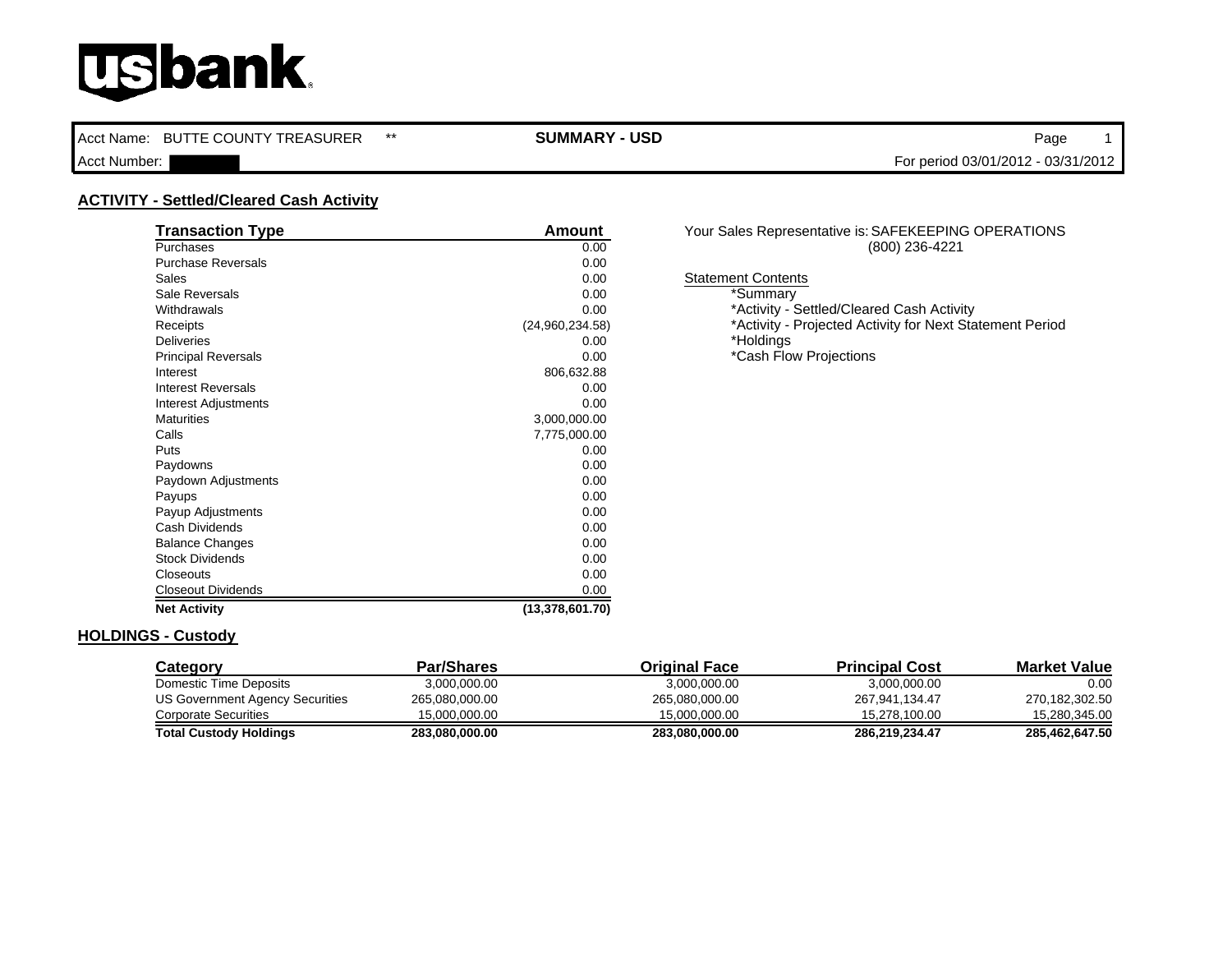usbank

| Acct Name: BUTTE COUNTY TREASURER ** | SUMMARY - USD | Page 1 |
|---|---|---|
| Acct Number: | | For period 03/01/2012 - 03/31/2012 |

## ACTIVITY - Settled/Cleared Cash Activity

| Transaction Type | Amount |
|---|---|
| Purchases | 0.00 |
| Purchase Reversals | 0.00 |
| Sales | 0.00 |
| Sale Reversals | 0.00 |
| Withdrawals | 0.00 |
| Receipts | (24,960,234.58) |
| Deliveries | 0.00 |
| Principal Reversals | 0.00 |
| Interest | 806,632.88 |
| Interest Reversals | 0.00 |
| Interest Adjustments | 0.00 |
| Maturities | 3,000,000.00 |
| Calls | 7,775,000.00 |
| Puts | 0.00 |
| Paydowns | 0.00 |
| Paydown Adjustments | 0.00 |
| Payups | 0.00 |
| Payup Adjustments | 0.00 |
| Cash Dividends | 0.00 |
| Balance Changes | 0.00 |
| Stock Dividends | 0.00 |
| Closeouts | 0.00 |
| Closeout Dividends | 0.00 |
| **Net Activity** | **(13,378,601.70)** |

Your Sales Representative is: SAFEKEEPING OPERATIONS
(800) 236-4221

Statement Contents
*Summary
*Activity - Settled/Cleared Cash Activity
*Activity - Projected Activity for Next Statement Period
*Holdings
*Cash Flow Projections

## HOLDINGS - Custody

| Category | Par/Shares | Original Face | Principal Cost | Market Value |
|---|---|---|---|---|
| Domestic Time Deposits | 3,000,000.00 | 3,000,000.00 | 3,000,000.00 | 0.00 |
| US Government Agency Securities | 265,080,000.00 | 265,080,000.00 | 267,941,134.47 | 270,182,302.50 |
| Corporate Securities | 15,000,000.00 | 15,000,000.00 | 15,278,100.00 | 15,280,345.00 |
| **Total Custody Holdings** | **283,080,000.00** | **283,080,000.00** | **286,219,234.47** | **285,462,647.50** |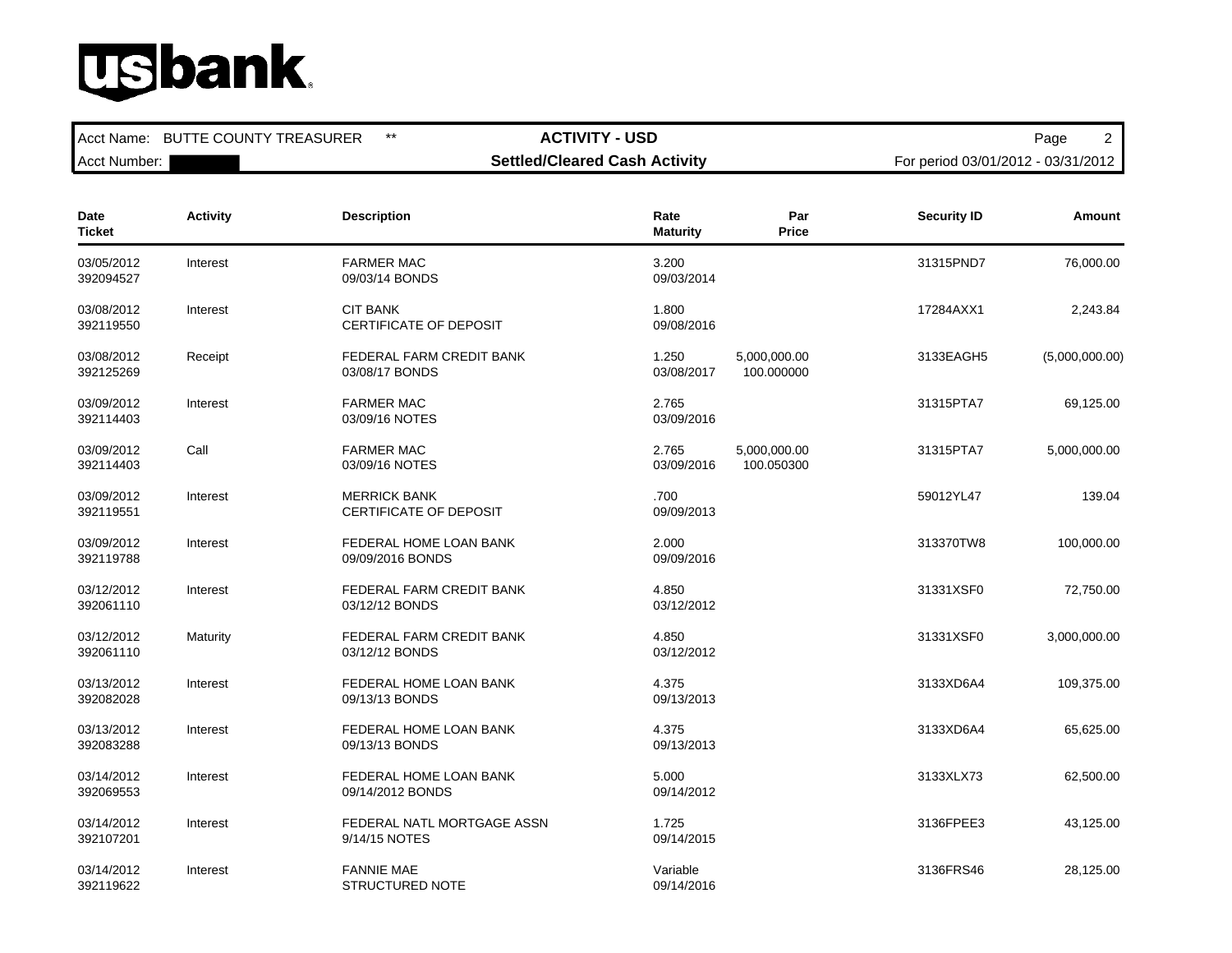**usbank**

| Acct Name: BUTTE COUNTY TREASURER ** | ACTIVITY - USD | |
| --- | --- | --- |
| Acct Number: | Settled/Cleared Cash Activity | For period 03/01/2012 - 03/31/2012 |

| Date<br>Ticket | Activity | Description | Rate<br>Maturity | Par<br>Price | Security ID | Amount |
| --- | --- | --- | --- | --- | --- | --- |
| 03/05/2012<br>392094527 | Interest | FARMER MAC<br>09/03/14 BONDS | 3.200<br>09/03/2014 | | 31315PND7 | 76,000.00 |
| 03/08/2012<br>392119550 | Interest | CIT BANK<br>CERTIFICATE OF DEPOSIT | 1.800<br>09/08/2016 | | 17284AXX1 | 2,243.84 |
| 03/08/2012<br>392125269 | Receipt | FEDERAL FARM CREDIT BANK<br>03/08/17 BONDS | 1.250<br>03/08/2017 | 5,000,000.00<br>100.000000 | 3133EAGH5 | (5,000,000.00) |
| 03/09/2012<br>392114403 | Interest | FARMER MAC<br>03/09/16 NOTES | 2.765<br>03/09/2016 | | 31315PTA7 | 69,125.00 |
| 03/09/2012<br>392114403 | Call | FARMER MAC<br>03/09/16 NOTES | 2.765<br>03/09/2016 | 5,000,000.00<br>100.050300 | 31315PTA7 | 5,000,000.00 |
| 03/09/2012<br>392119551 | Interest | MERRICK BANK<br>CERTIFICATE OF DEPOSIT | .700<br>09/09/2013 | | 59012YL47 | 139.04 |
| 03/09/2012<br>392119788 | Interest | FEDERAL HOME LOAN BANK<br>09/09/2016 BONDS | 2.000<br>09/09/2016 | | 313370TW8 | 100,000.00 |
| 03/12/2012<br>392061110 | Interest | FEDERAL FARM CREDIT BANK<br>03/12/12 BONDS | 4.850<br>03/12/2012 | | 31331XSF0 | 72,750.00 |
| 03/12/2012<br>392061110 | Maturity | FEDERAL FARM CREDIT BANK<br>03/12/12 BONDS | 4.850<br>03/12/2012 | | 31331XSF0 | 3,000,000.00 |
| 03/13/2012<br>392082028 | Interest | FEDERAL HOME LOAN BANK<br>09/13/13 BONDS | 4.375<br>09/13/2013 | | 3133XD6A4 | 109,375.00 |
| 03/13/2012<br>392083288 | Interest | FEDERAL HOME LOAN BANK<br>09/13/13 BONDS | 4.375<br>09/13/2013 | | 3133XD6A4 | 65,625.00 |
| 03/14/2012<br>392069553 | Interest | FEDERAL HOME LOAN BANK<br>09/14/2012 BONDS | 5.000<br>09/14/2012 | | 3133XLX73 | 62,500.00 |
| 03/14/2012<br>392107201 | Interest | FEDERAL NATL MORTGAGE ASSN<br>9/14/15 NOTES | 1.725<br>09/14/2015 | | 3136FPEE3 | 43,125.00 |
| 03/14/2012<br>392119622 | Interest | FANNIE MAE<br>STRUCTURED NOTE | Variable<br>09/14/2016 | | 3136FRS46 | 28,125.00 |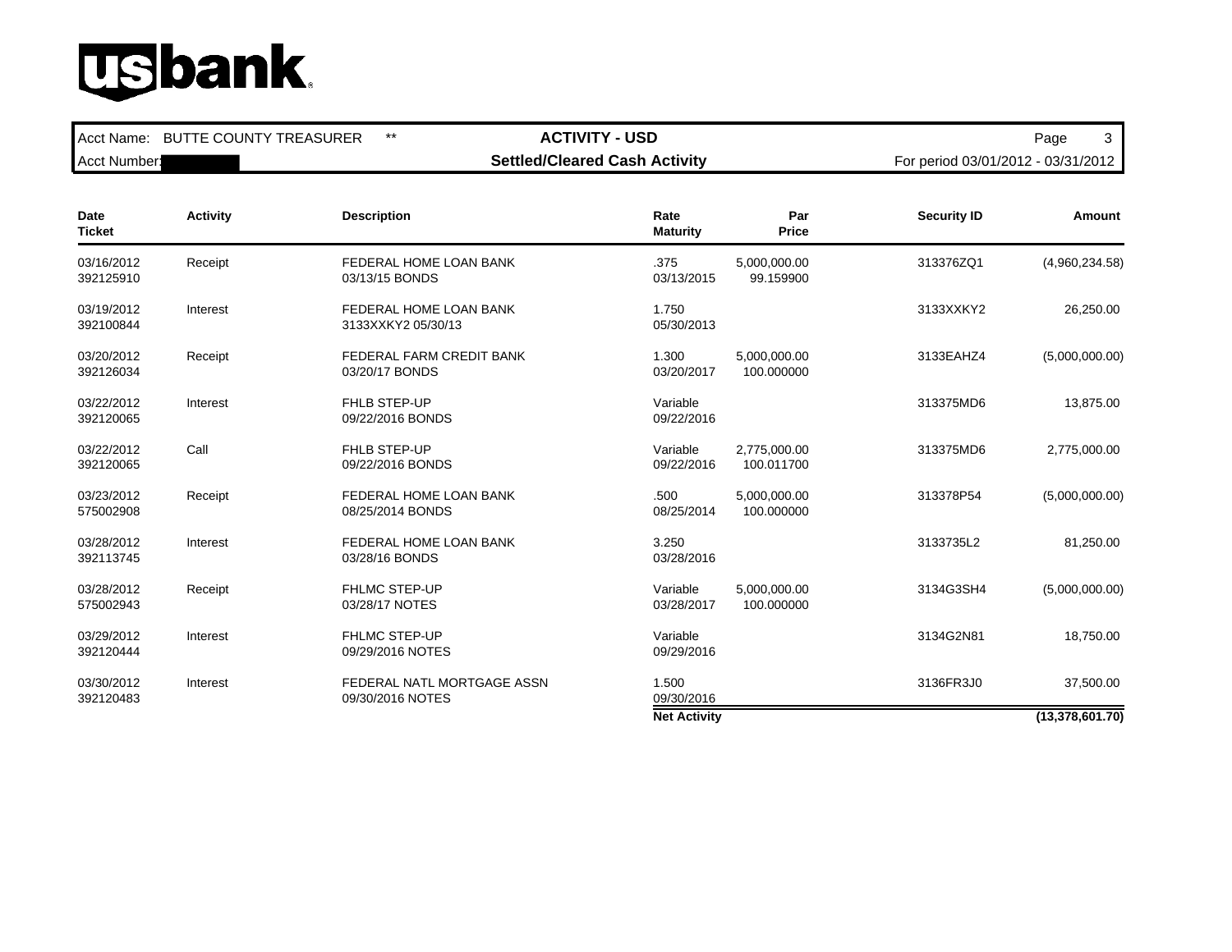usbank

| Acct Name: BUTTE COUNTY TREASURER ** | ACTIVITY - USD | Page 3 |
|---|---|---|
| Acct Number: | Settled/Cleared Cash Activity | For period 03/01/2012 - 03/31/2012 |

| Date Ticket | Activity | Description | Rate Maturity | Par Price | Security ID | Amount |
|---|---|---|---|---|---|---|
| 03/16/2012 392125910 | Receipt | FEDERAL HOME LOAN BANK 03/13/15 BONDS | .375 03/13/2015 | 5,000,000.00 99.159900 | 313376ZQ1 | (4,960,234.58) |
| 03/19/2012 392100844 | Interest | FEDERAL HOME LOAN BANK 3133XXKY2 05/30/13 | 1.750 05/30/2013 | | 3133XXKY2 | 26,250.00 |
| 03/20/2012 392126034 | Receipt | FEDERAL FARM CREDIT BANK 03/20/17 BONDS | 1.300 03/20/2017 | 5,000,000.00 100.000000 | 3133EAHZ4 | (5,000,000.00) |
| 03/22/2012 392120065 | Interest | FHLB STEP-UP 09/22/2016 BONDS | Variable 09/22/2016 | | 313375MD6 | 13,875.00 |
| 03/22/2012 392120065 | Call | FHLB STEP-UP 09/22/2016 BONDS | Variable 09/22/2016 | 2,775,000.00 100.011700 | 313375MD6 | 2,775,000.00 |
| 03/23/2012 575002908 | Receipt | FEDERAL HOME LOAN BANK 08/25/2014 BONDS | .500 08/25/2014 | 5,000,000.00 100.000000 | 313378P54 | (5,000,000.00) |
| 03/28/2012 392113745 | Interest | FEDERAL HOME LOAN BANK 03/28/16 BONDS | 3.250 03/28/2016 | | 3133735L2 | 81,250.00 |
| 03/28/2012 575002943 | Receipt | FHLMC STEP-UP 03/28/17 NOTES | Variable 03/28/2017 | 5,000,000.00 100.000000 | 3134G3SH4 | (5,000,000.00) |
| 03/29/2012 392120444 | Interest | FHLMC STEP-UP 09/29/2016 NOTES | Variable 09/29/2016 | | 3134G2N81 | 18,750.00 |
| 03/30/2012 392120483 | Interest | FEDERAL NATL MORTGAGE ASSN 09/30/2016 NOTES | 1.500 09/30/2016 | | 3136FR3J0 | 37,500.00 |
| | | | **Net Activity** | | | **(13,378,601.70)** |